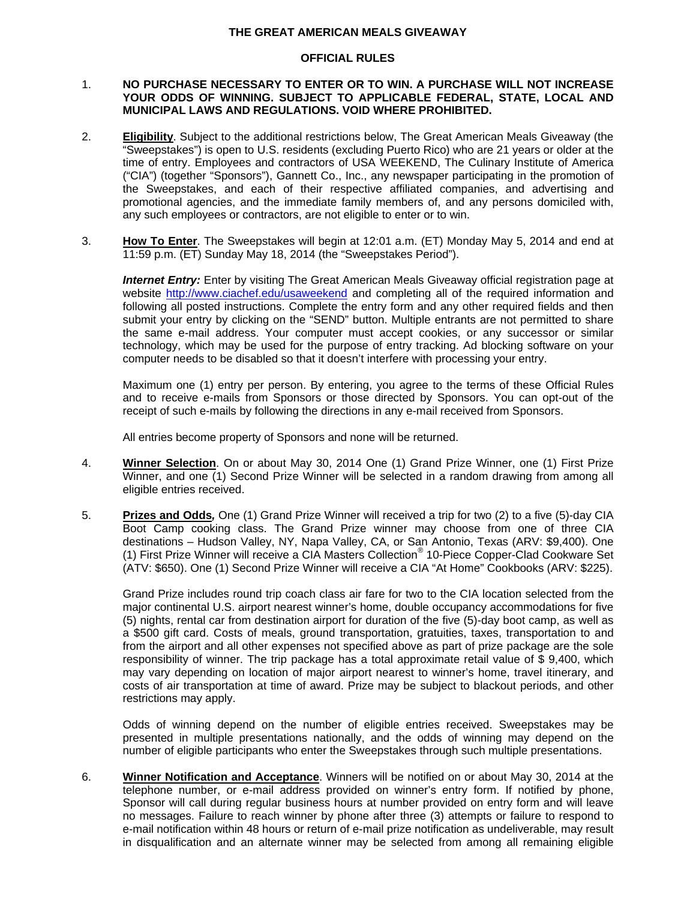# THE GREAT AMERICAN MEALS GIVEAWAY

## OFFICIAL RULES

1. **NO PURCHASE NECESSARY TO ENTER OR TO WIN. A PURCHASE WILL NOT INCREASE YOUR ODDS OF WINNING. SUBJECT TO APPLICABLE FEDERAL, STATE, LOCAL AND MUNICIPAL LAWS AND REGULATIONS. VOID WHERE PROHIBITED.**

2. **Eligibility**. Subject to the additional restrictions below, The Great American Meals Giveaway (the "Sweepstakes") is open to U.S. residents (excluding Puerto Rico) who are 21 years or older at the time of entry. Employees and contractors of USA WEEKEND, The Culinary Institute of America ("CIA") (together "Sponsors"), Gannett Co., Inc., any newspaper participating in the promotion of the Sweepstakes, and each of their respective affiliated companies, and advertising and promotional agencies, and the immediate family members of, and any persons domiciled with, any such employees or contractors, are not eligible to enter or to win.

3. **How To Enter**. The Sweepstakes will begin at 12:01 a.m. (ET) Monday May 5, 2014 and end at 11:59 p.m. (ET) Sunday May 18, 2014 (the "Sweepstakes Period").

   ***Internet Entry:*** Enter by visiting The Great American Meals Giveaway official registration page at website http://www.ciachef.edu/usaweekend and completing all of the required information and following all posted instructions. Complete the entry form and any other required fields and then submit your entry by clicking on the "SEND" button. Multiple entrants are not permitted to share the same e-mail address. Your computer must accept cookies, or any successor or similar technology, which may be used for the purpose of entry tracking. Ad blocking software on your computer needs to be disabled so that it doesn't interfere with processing your entry.

   Maximum one (1) entry per person. By entering, you agree to the terms of these Official Rules and to receive e-mails from Sponsors or those directed by Sponsors. You can opt-out of the receipt of such e-mails by following the directions in any e-mail received from Sponsors.

   All entries become property of Sponsors and none will be returned.

4. **Winner Selection**. On or about May 30, 2014 One (1) Grand Prize Winner, one (1) First Prize Winner, and one (1) Second Prize Winner will be selected in a random drawing from among all eligible entries received.

5. **Prizes and Odds***,* One (1) Grand Prize Winner will received a trip for two (2) to a five (5)-day CIA Boot Camp cooking class. The Grand Prize winner may choose from one of three CIA destinations – Hudson Valley, NY, Napa Valley, CA, or San Antonio, Texas (ARV: $9,400). One (1) First Prize Winner will receive a CIA Masters Collection® 10-Piece Copper-Clad Cookware Set (ATV: $650). One (1) Second Prize Winner will receive a CIA "At Home" Cookbooks (ARV: $225).

   Grand Prize includes round trip coach class air fare for two to the CIA location selected from the major continental U.S. airport nearest winner's home, double occupancy accommodations for five (5) nights, rental car from destination airport for duration of the five (5)-day boot camp, as well as a $500 gift card. Costs of meals, ground transportation, gratuities, taxes, transportation to and from the airport and all other expenses not specified above as part of prize package are the sole responsibility of winner. The trip package has a total approximate retail value of $ 9,400, which may vary depending on location of major airport nearest to winner's home, travel itinerary, and costs of air transportation at time of award. Prize may be subject to blackout periods, and other restrictions may apply.

   Odds of winning depend on the number of eligible entries received. Sweepstakes may be presented in multiple presentations nationally, and the odds of winning may depend on the number of eligible participants who enter the Sweepstakes through such multiple presentations.

6. **Winner Notification and Acceptance**. Winners will be notified on or about May 30, 2014 at the telephone number, or e-mail address provided on winner's entry form. If notified by phone, Sponsor will call during regular business hours at number provided on entry form and will leave no messages. Failure to reach winner by phone after three (3) attempts or failure to respond to e-mail notification within 48 hours or return of e-mail prize notification as undeliverable, may result in disqualification and an alternate winner may be selected from among all remaining eligible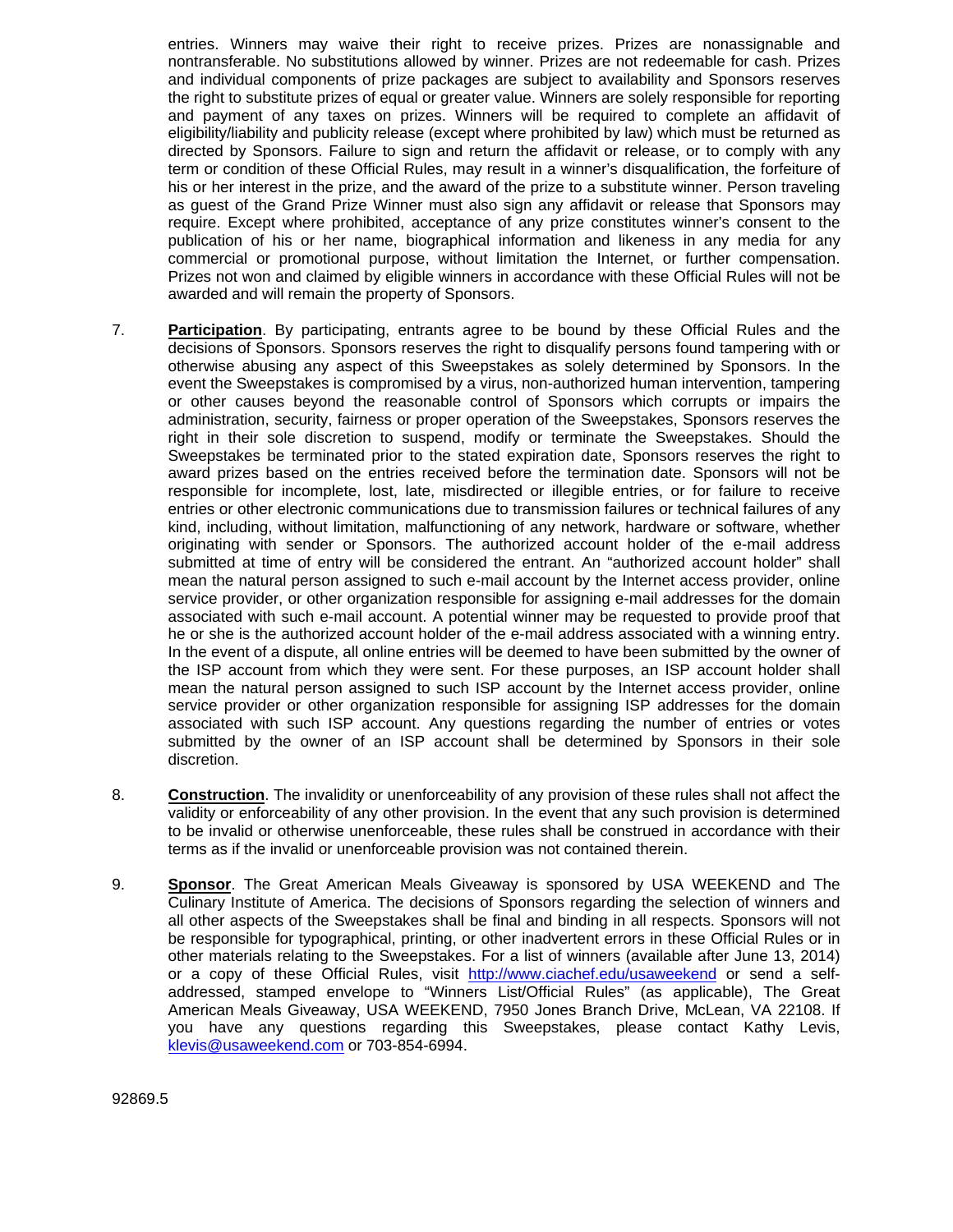entries. Winners may waive their right to receive prizes. Prizes are nonassignable and nontransferable. No substitutions allowed by winner. Prizes are not redeemable for cash. Prizes and individual components of prize packages are subject to availability and Sponsors reserves the right to substitute prizes of equal or greater value. Winners are solely responsible for reporting and payment of any taxes on prizes. Winners will be required to complete an affidavit of eligibility/liability and publicity release (except where prohibited by law) which must be returned as directed by Sponsors. Failure to sign and return the affidavit or release, or to comply with any term or condition of these Official Rules, may result in a winner's disqualification, the forfeiture of his or her interest in the prize, and the award of the prize to a substitute winner. Person traveling as guest of the Grand Prize Winner must also sign any affidavit or release that Sponsors may require. Except where prohibited, acceptance of any prize constitutes winner's consent to the publication of his or her name, biographical information and likeness in any media for any commercial or promotional purpose, without limitation the Internet, or further compensation. Prizes not won and claimed by eligible winners in accordance with these Official Rules will not be awarded and will remain the property of Sponsors.

7. **Participation**. By participating, entrants agree to be bound by these Official Rules and the decisions of Sponsors. Sponsors reserves the right to disqualify persons found tampering with or otherwise abusing any aspect of this Sweepstakes as solely determined by Sponsors. In the event the Sweepstakes is compromised by a virus, non-authorized human intervention, tampering or other causes beyond the reasonable control of Sponsors which corrupts or impairs the administration, security, fairness or proper operation of the Sweepstakes, Sponsors reserves the right in their sole discretion to suspend, modify or terminate the Sweepstakes. Should the Sweepstakes be terminated prior to the stated expiration date, Sponsors reserves the right to award prizes based on the entries received before the termination date. Sponsors will not be responsible for incomplete, lost, late, misdirected or illegible entries, or for failure to receive entries or other electronic communications due to transmission failures or technical failures of any kind, including, without limitation, malfunctioning of any network, hardware or software, whether originating with sender or Sponsors. The authorized account holder of the e-mail address submitted at time of entry will be considered the entrant. An "authorized account holder" shall mean the natural person assigned to such e-mail account by the Internet access provider, online service provider, or other organization responsible for assigning e-mail addresses for the domain associated with such e-mail account. A potential winner may be requested to provide proof that he or she is the authorized account holder of the e-mail address associated with a winning entry. In the event of a dispute, all online entries will be deemed to have been submitted by the owner of the ISP account from which they were sent. For these purposes, an ISP account holder shall mean the natural person assigned to such ISP account by the Internet access provider, online service provider or other organization responsible for assigning ISP addresses for the domain associated with such ISP account. Any questions regarding the number of entries or votes submitted by the owner of an ISP account shall be determined by Sponsors in their sole discretion.

8. **Construction**. The invalidity or unenforceability of any provision of these rules shall not affect the validity or enforceability of any other provision. In the event that any such provision is determined to be invalid or otherwise unenforceable, these rules shall be construed in accordance with their terms as if the invalid or unenforceable provision was not contained therein.

9. **Sponsor**. The Great American Meals Giveaway is sponsored by USA WEEKEND and The Culinary Institute of America. The decisions of Sponsors regarding the selection of winners and all other aspects of the Sweepstakes shall be final and binding in all respects. Sponsors will not be responsible for typographical, printing, or other inadvertent errors in these Official Rules or in other materials relating to the Sweepstakes. For a list of winners (available after June 13, 2014) or a copy of these Official Rules, visit http://www.ciachef.edu/usaweekend or send a self-addressed, stamped envelope to "Winners List/Official Rules" (as applicable), The Great American Meals Giveaway, USA WEEKEND, 7950 Jones Branch Drive, McLean, VA 22108. If you have any questions regarding this Sweepstakes, please contact Kathy Levis, klevis@usaweekend.com or 703-854-6994.

92869.5